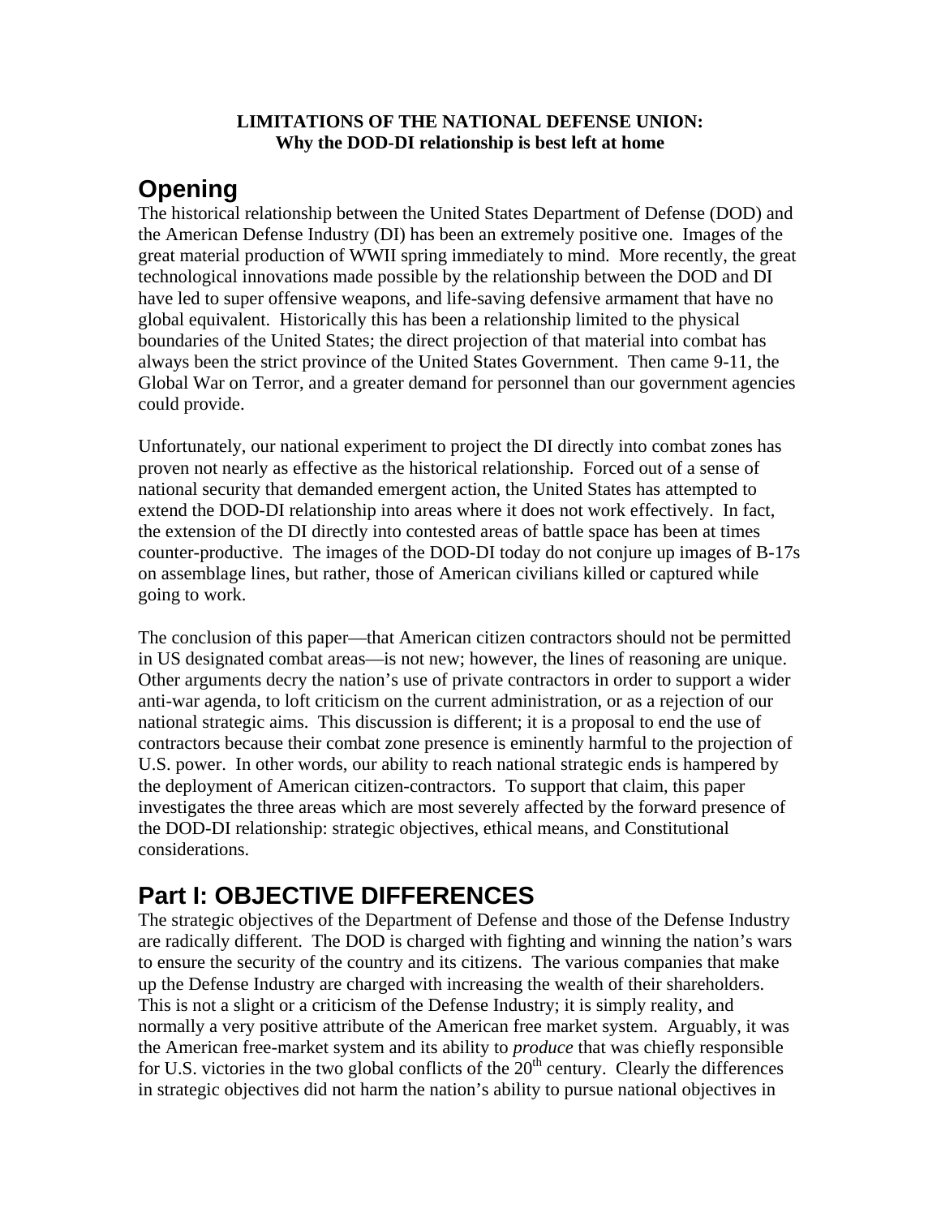**LIMITATIONS OF THE NATIONAL DEFENSE UNION:**
**Why the DOD-DI relationship is best left at home**

# Opening

The historical relationship between the United States Department of Defense (DOD) and the American Defense Industry (DI) has been an extremely positive one. Images of the great material production of WWII spring immediately to mind. More recently, the great technological innovations made possible by the relationship between the DOD and DI have led to super offensive weapons, and life-saving defensive armament that have no global equivalent. Historically this has been a relationship limited to the physical boundaries of the United States; the direct projection of that material into combat has always been the strict province of the United States Government. Then came 9-11, the Global War on Terror, and a greater demand for personnel than our government agencies could provide.

Unfortunately, our national experiment to project the DI directly into combat zones has proven not nearly as effective as the historical relationship. Forced out of a sense of national security that demanded emergent action, the United States has attempted to extend the DOD-DI relationship into areas where it does not work effectively. In fact, the extension of the DI directly into contested areas of battle space has been at times counter-productive. The images of the DOD-DI today do not conjure up images of B-17s on assemblage lines, but rather, those of American civilians killed or captured while going to work.

The conclusion of this paper—that American citizen contractors should not be permitted in US designated combat areas—is not new; however, the lines of reasoning are unique. Other arguments decry the nation's use of private contractors in order to support a wider anti-war agenda, to loft criticism on the current administration, or as a rejection of our national strategic aims. This discussion is different; it is a proposal to end the use of contractors because their combat zone presence is eminently harmful to the projection of U.S. power. In other words, our ability to reach national strategic ends is hampered by the deployment of American citizen-contractors. To support that claim, this paper investigates the three areas which are most severely affected by the forward presence of the DOD-DI relationship: strategic objectives, ethical means, and Constitutional considerations.

# Part I: OBJECTIVE DIFFERENCES

The strategic objectives of the Department of Defense and those of the Defense Industry are radically different. The DOD is charged with fighting and winning the nation's wars to ensure the security of the country and its citizens. The various companies that make up the Defense Industry are charged with increasing the wealth of their shareholders. This is not a slight or a criticism of the Defense Industry; it is simply reality, and normally a very positive attribute of the American free market system. Arguably, it was the American free-market system and its ability to *produce* that was chiefly responsible for U.S. victories in the two global conflicts of the 20th century. Clearly the differences in strategic objectives did not harm the nation's ability to pursue national objectives in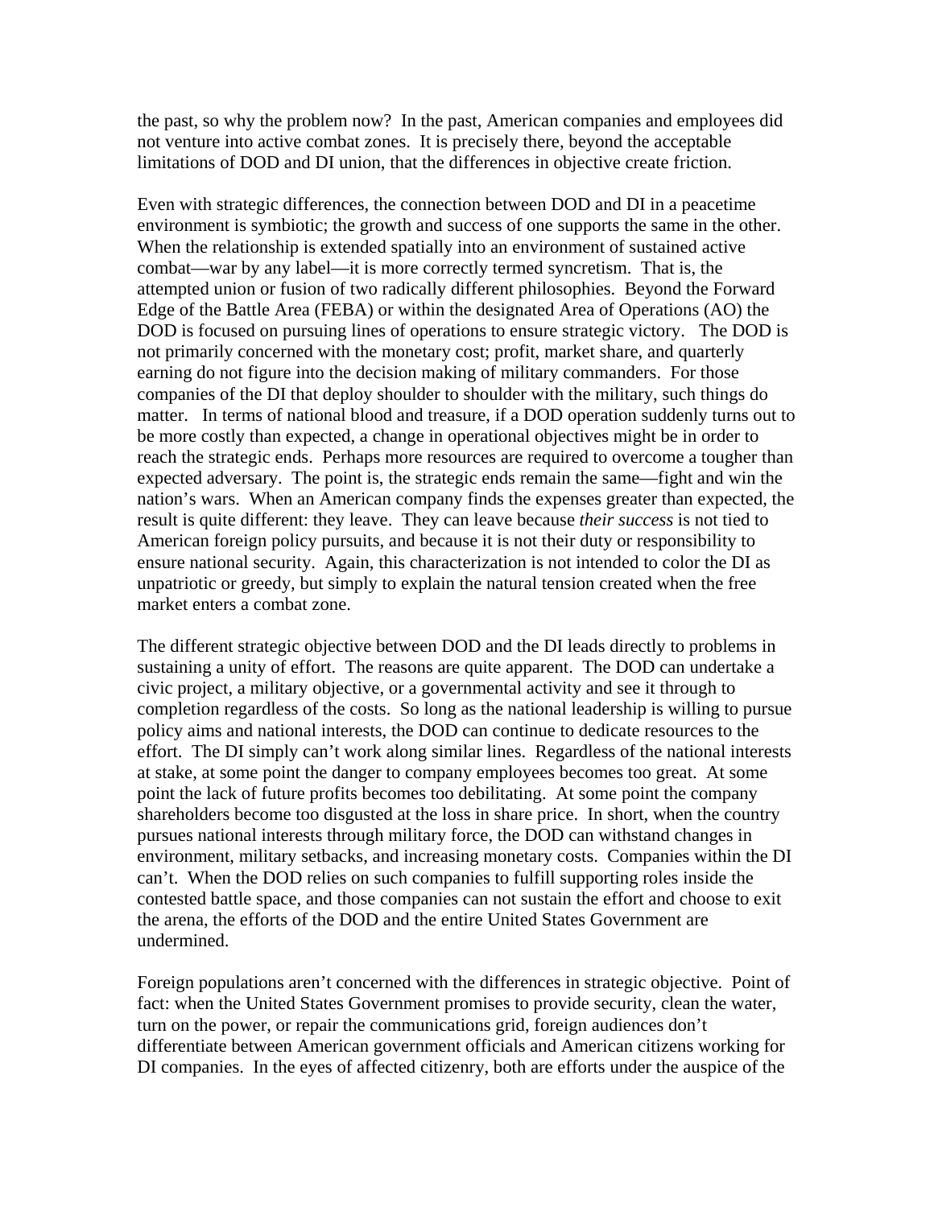the past, so why the problem now? In the past, American companies and employees did not venture into active combat zones. It is precisely there, beyond the acceptable limitations of DOD and DI union, that the differences in objective create friction.

Even with strategic differences, the connection between DOD and DI in a peacetime environment is symbiotic; the growth and success of one supports the same in the other. When the relationship is extended spatially into an environment of sustained active combat—war by any label—it is more correctly termed syncretism. That is, the attempted union or fusion of two radically different philosophies. Beyond the Forward Edge of the Battle Area (FEBA) or within the designated Area of Operations (AO) the DOD is focused on pursuing lines of operations to ensure strategic victory. The DOD is not primarily concerned with the monetary cost; profit, market share, and quarterly earning do not figure into the decision making of military commanders. For those companies of the DI that deploy shoulder to shoulder with the military, such things do matter. In terms of national blood and treasure, if a DOD operation suddenly turns out to be more costly than expected, a change in operational objectives might be in order to reach the strategic ends. Perhaps more resources are required to overcome a tougher than expected adversary. The point is, the strategic ends remain the same—fight and win the nation's wars. When an American company finds the expenses greater than expected, the result is quite different: they leave. They can leave because *their success* is not tied to American foreign policy pursuits, and because it is not their duty or responsibility to ensure national security. Again, this characterization is not intended to color the DI as unpatriotic or greedy, but simply to explain the natural tension created when the free market enters a combat zone.

The different strategic objective between DOD and the DI leads directly to problems in sustaining a unity of effort. The reasons are quite apparent. The DOD can undertake a civic project, a military objective, or a governmental activity and see it through to completion regardless of the costs. So long as the national leadership is willing to pursue policy aims and national interests, the DOD can continue to dedicate resources to the effort. The DI simply can't work along similar lines. Regardless of the national interests at stake, at some point the danger to company employees becomes too great. At some point the lack of future profits becomes too debilitating. At some point the company shareholders become too disgusted at the loss in share price. In short, when the country pursues national interests through military force, the DOD can withstand changes in environment, military setbacks, and increasing monetary costs. Companies within the DI can't. When the DOD relies on such companies to fulfill supporting roles inside the contested battle space, and those companies can not sustain the effort and choose to exit the arena, the efforts of the DOD and the entire United States Government are undermined.

Foreign populations aren't concerned with the differences in strategic objective. Point of fact: when the United States Government promises to provide security, clean the water, turn on the power, or repair the communications grid, foreign audiences don't differentiate between American government officials and American citizens working for DI companies. In the eyes of affected citizenry, both are efforts under the auspice of the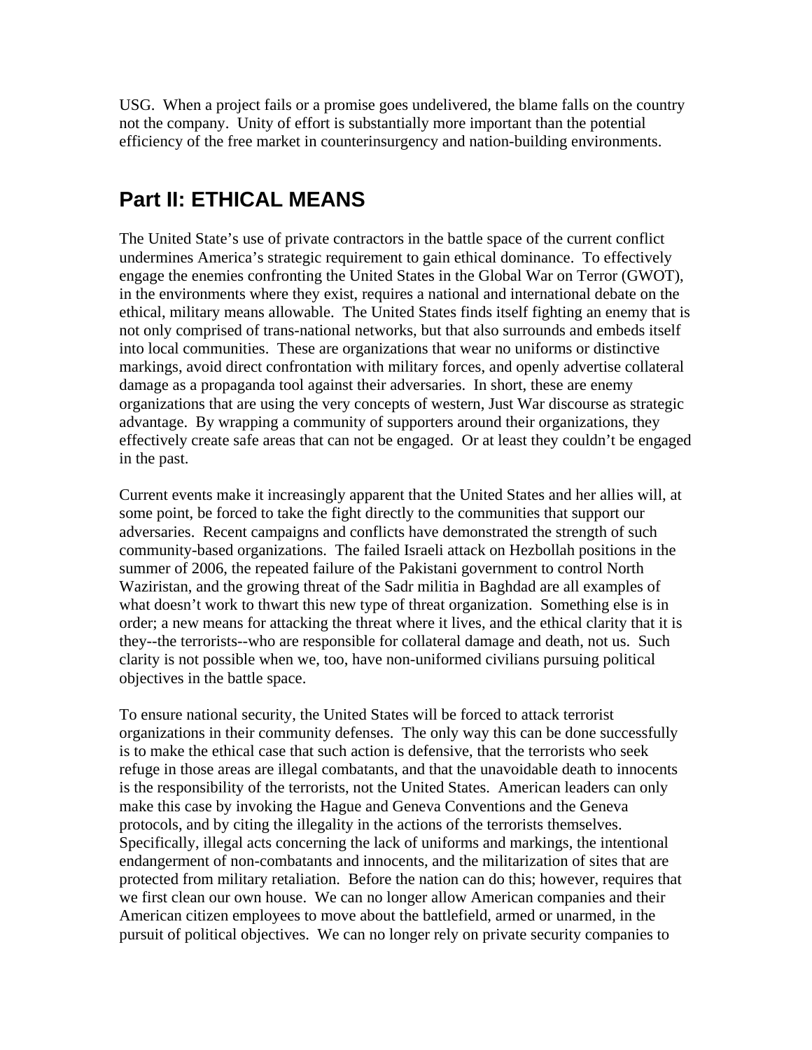USG. When a project fails or a promise goes undelivered, the blame falls on the country not the company. Unity of effort is substantially more important than the potential efficiency of the free market in counterinsurgency and nation-building environments.

## Part II: ETHICAL MEANS

The United State's use of private contractors in the battle space of the current conflict undermines America's strategic requirement to gain ethical dominance. To effectively engage the enemies confronting the United States in the Global War on Terror (GWOT), in the environments where they exist, requires a national and international debate on the ethical, military means allowable. The United States finds itself fighting an enemy that is not only comprised of trans-national networks, but that also surrounds and embeds itself into local communities. These are organizations that wear no uniforms or distinctive markings, avoid direct confrontation with military forces, and openly advertise collateral damage as a propaganda tool against their adversaries. In short, these are enemy organizations that are using the very concepts of western, Just War discourse as strategic advantage. By wrapping a community of supporters around their organizations, they effectively create safe areas that can not be engaged. Or at least they couldn't be engaged in the past.

Current events make it increasingly apparent that the United States and her allies will, at some point, be forced to take the fight directly to the communities that support our adversaries. Recent campaigns and conflicts have demonstrated the strength of such community-based organizations. The failed Israeli attack on Hezbollah positions in the summer of 2006, the repeated failure of the Pakistani government to control North Waziristan, and the growing threat of the Sadr militia in Baghdad are all examples of what doesn't work to thwart this new type of threat organization. Something else is in order; a new means for attacking the threat where it lives, and the ethical clarity that it is they--the terrorists--who are responsible for collateral damage and death, not us. Such clarity is not possible when we, too, have non-uniformed civilians pursuing political objectives in the battle space.

To ensure national security, the United States will be forced to attack terrorist organizations in their community defenses. The only way this can be done successfully is to make the ethical case that such action is defensive, that the terrorists who seek refuge in those areas are illegal combatants, and that the unavoidable death to innocents is the responsibility of the terrorists, not the United States. American leaders can only make this case by invoking the Hague and Geneva Conventions and the Geneva protocols, and by citing the illegality in the actions of the terrorists themselves. Specifically, illegal acts concerning the lack of uniforms and markings, the intentional endangerment of non-combatants and innocents, and the militarization of sites that are protected from military retaliation. Before the nation can do this; however, requires that we first clean our own house. We can no longer allow American companies and their American citizen employees to move about the battlefield, armed or unarmed, in the pursuit of political objectives. We can no longer rely on private security companies to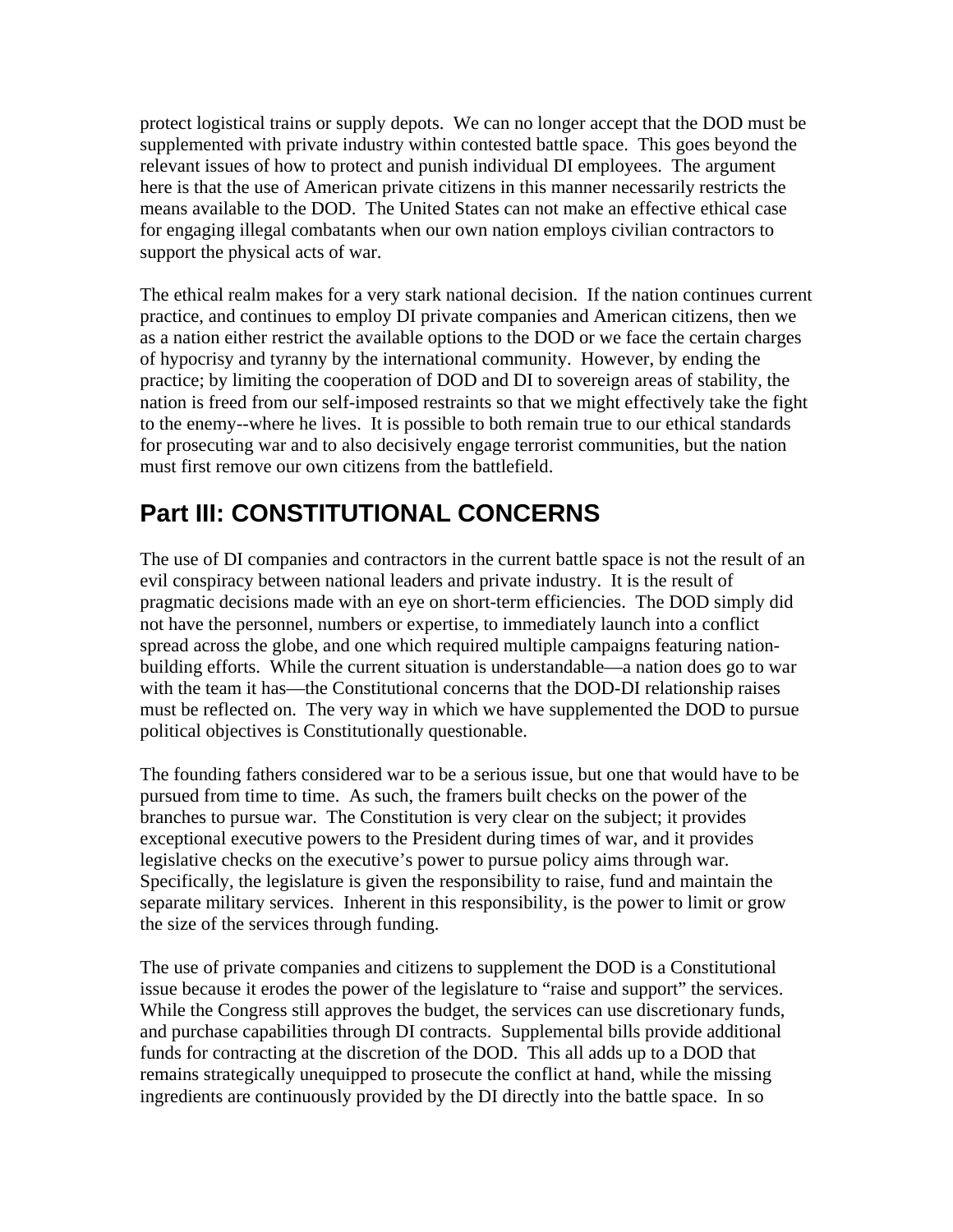protect logistical trains or supply depots. We can no longer accept that the DOD must be supplemented with private industry within contested battle space. This goes beyond the relevant issues of how to protect and punish individual DI employees. The argument here is that the use of American private citizens in this manner necessarily restricts the means available to the DOD. The United States can not make an effective ethical case for engaging illegal combatants when our own nation employs civilian contractors to support the physical acts of war.

The ethical realm makes for a very stark national decision. If the nation continues current practice, and continues to employ DI private companies and American citizens, then we as a nation either restrict the available options to the DOD or we face the certain charges of hypocrisy and tyranny by the international community. However, by ending the practice; by limiting the cooperation of DOD and DI to sovereign areas of stability, the nation is freed from our self-imposed restraints so that we might effectively take the fight to the enemy--where he lives. It is possible to both remain true to our ethical standards for prosecuting war and to also decisively engage terrorist communities, but the nation must first remove our own citizens from the battlefield.

## Part III: CONSTITUTIONAL CONCERNS

The use of DI companies and contractors in the current battle space is not the result of an evil conspiracy between national leaders and private industry. It is the result of pragmatic decisions made with an eye on short-term efficiencies. The DOD simply did not have the personnel, numbers or expertise, to immediately launch into a conflict spread across the globe, and one which required multiple campaigns featuring nation-building efforts. While the current situation is understandable—a nation does go to war with the team it has—the Constitutional concerns that the DOD-DI relationship raises must be reflected on. The very way in which we have supplemented the DOD to pursue political objectives is Constitutionally questionable.

The founding fathers considered war to be a serious issue, but one that would have to be pursued from time to time. As such, the framers built checks on the power of the branches to pursue war. The Constitution is very clear on the subject; it provides exceptional executive powers to the President during times of war, and it provides legislative checks on the executive's power to pursue policy aims through war. Specifically, the legislature is given the responsibility to raise, fund and maintain the separate military services. Inherent in this responsibility, is the power to limit or grow the size of the services through funding.

The use of private companies and citizens to supplement the DOD is a Constitutional issue because it erodes the power of the legislature to "raise and support" the services. While the Congress still approves the budget, the services can use discretionary funds, and purchase capabilities through DI contracts. Supplemental bills provide additional funds for contracting at the discretion of the DOD. This all adds up to a DOD that remains strategically unequipped to prosecute the conflict at hand, while the missing ingredients are continuously provided by the DI directly into the battle space. In so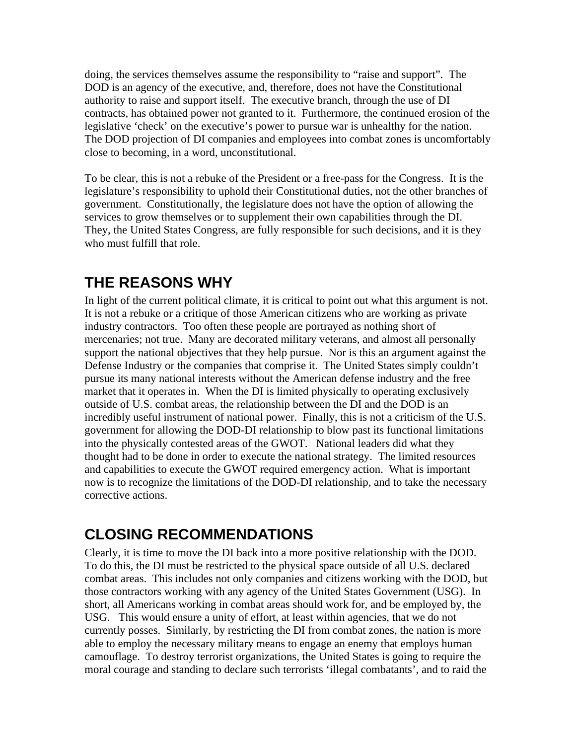doing, the services themselves assume the responsibility to "raise and support". The DOD is an agency of the executive, and, therefore, does not have the Constitutional authority to raise and support itself. The executive branch, through the use of DI contracts, has obtained power not granted to it. Furthermore, the continued erosion of the legislative 'check' on the executive's power to pursue war is unhealthy for the nation. The DOD projection of DI companies and employees into combat zones is uncomfortably close to becoming, in a word, unconstitutional.

To be clear, this is not a rebuke of the President or a free-pass for the Congress. It is the legislature's responsibility to uphold their Constitutional duties, not the other branches of government. Constitutionally, the legislature does not have the option of allowing the services to grow themselves or to supplement their own capabilities through the DI. They, the United States Congress, are fully responsible for such decisions, and it is they who must fulfill that role.

## THE REASONS WHY

In light of the current political climate, it is critical to point out what this argument is not. It is not a rebuke or a critique of those American citizens who are working as private industry contractors. Too often these people are portrayed as nothing short of mercenaries; not true. Many are decorated military veterans, and almost all personally support the national objectives that they help pursue. Nor is this an argument against the Defense Industry or the companies that comprise it. The United States simply couldn't pursue its many national interests without the American defense industry and the free market that it operates in. When the DI is limited physically to operating exclusively outside of U.S. combat areas, the relationship between the DI and the DOD is an incredibly useful instrument of national power. Finally, this is not a criticism of the U.S. government for allowing the DOD-DI relationship to blow past its functional limitations into the physically contested areas of the GWOT. National leaders did what they thought had to be done in order to execute the national strategy. The limited resources and capabilities to execute the GWOT required emergency action. What is important now is to recognize the limitations of the DOD-DI relationship, and to take the necessary corrective actions.

## CLOSING RECOMMENDATIONS

Clearly, it is time to move the DI back into a more positive relationship with the DOD. To do this, the DI must be restricted to the physical space outside of all U.S. declared combat areas. This includes not only companies and citizens working with the DOD, but those contractors working with any agency of the United States Government (USG). In short, all Americans working in combat areas should work for, and be employed by, the USG. This would ensure a unity of effort, at least within agencies, that we do not currently posses. Similarly, by restricting the DI from combat zones, the nation is more able to employ the necessary military means to engage an enemy that employs human camouflage. To destroy terrorist organizations, the United States is going to require the moral courage and standing to declare such terrorists 'illegal combatants', and to raid the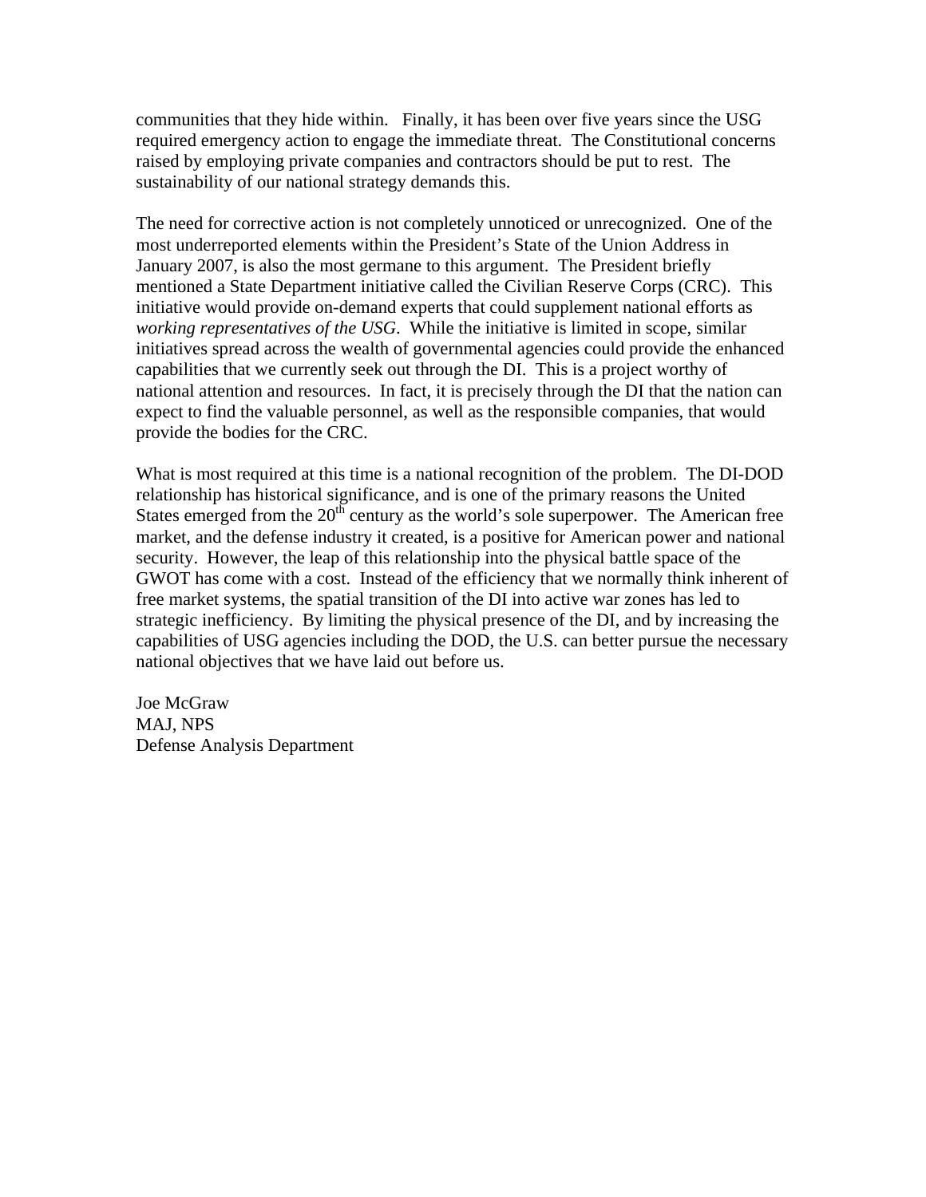communities that they hide within. Finally, it has been over five years since the USG required emergency action to engage the immediate threat. The Constitutional concerns raised by employing private companies and contractors should be put to rest. The sustainability of our national strategy demands this.

The need for corrective action is not completely unnoticed or unrecognized. One of the most underreported elements within the President's State of the Union Address in January 2007, is also the most germane to this argument. The President briefly mentioned a State Department initiative called the Civilian Reserve Corps (CRC). This initiative would provide on-demand experts that could supplement national efforts as *working representatives of the USG*. While the initiative is limited in scope, similar initiatives spread across the wealth of governmental agencies could provide the enhanced capabilities that we currently seek out through the DI. This is a project worthy of national attention and resources. In fact, it is precisely through the DI that the nation can expect to find the valuable personnel, as well as the responsible companies, that would provide the bodies for the CRC.

What is most required at this time is a national recognition of the problem. The DI-DOD relationship has historical significance, and is one of the primary reasons the United States emerged from the 20th century as the world's sole superpower. The American free market, and the defense industry it created, is a positive for American power and national security. However, the leap of this relationship into the physical battle space of the GWOT has come with a cost. Instead of the efficiency that we normally think inherent of free market systems, the spatial transition of the DI into active war zones has led to strategic inefficiency. By limiting the physical presence of the DI, and by increasing the capabilities of USG agencies including the DOD, the U.S. can better pursue the necessary national objectives that we have laid out before us.

Joe McGraw  
MAJ, NPS  
Defense Analysis Department